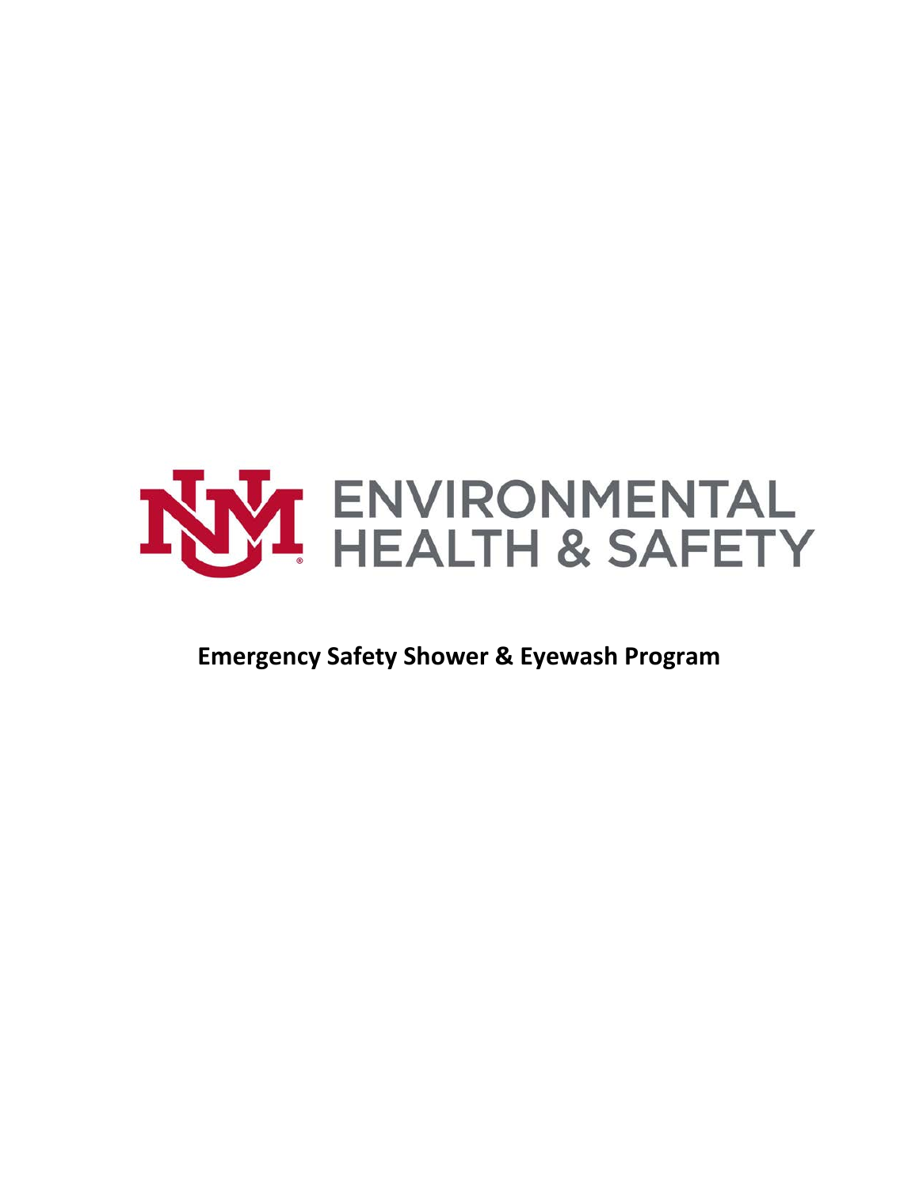ENVIRONMENTAL HEALTH & SAFETY

# Emergency Safety Shower & Eyewash Program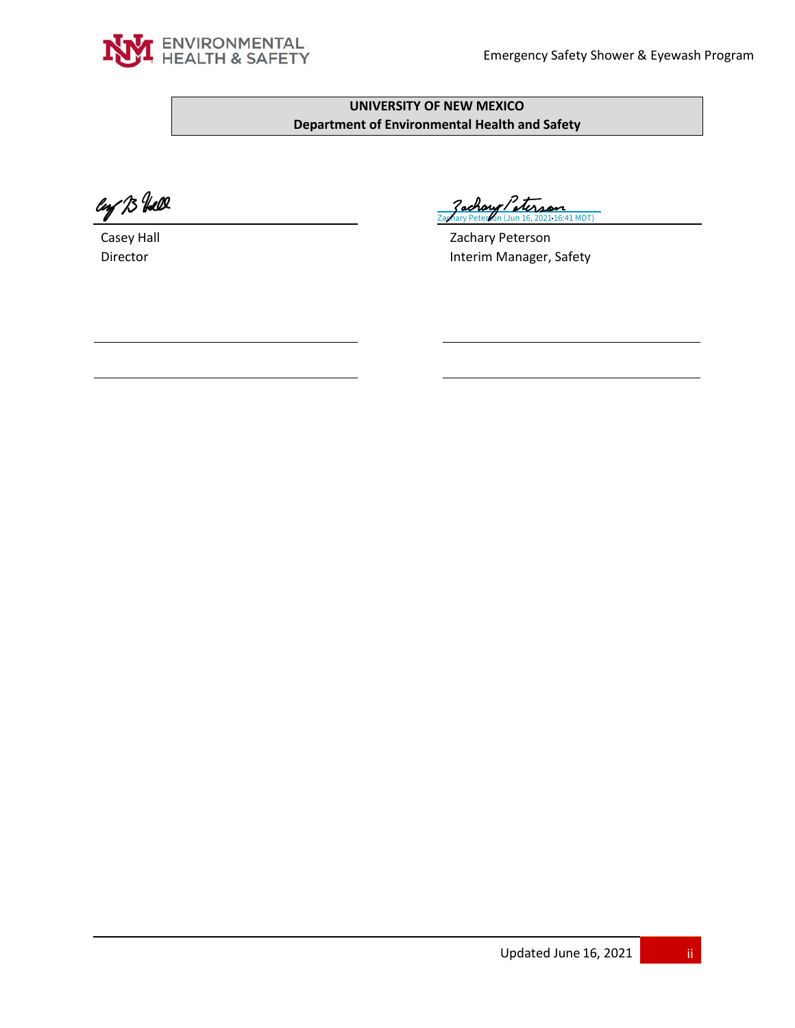**UNIVERSITY OF NEW MEXICO**
**Department of Environmental Health and Safety**

Casey Hall
Director

Zachary Peterson (Jun 16, 2021 16:41 MDT)

Zachary Peterson
Interim Manager, Safety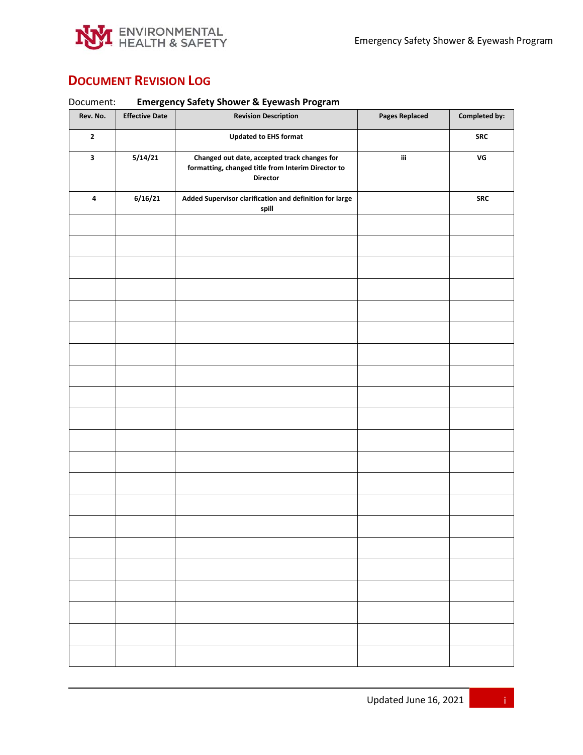# Document Revision Log

Document: **Emergency Safety Shower & Eyewash Program**

| Rev. No. | Effective Date | Revision Description | Pages Replaced | Completed by: |
|---|---|---|---|---|
| 2 | | Updated to EHS format | | SRC |
| 3 | 5/14/21 | Changed out date, accepted track changes for formatting, changed title from Interim Director to Director | iii | VG |
| 4 | 6/16/21 | Added Supervisor clarification and definition for large spill | | SRC |
| | | | | |
| | | | | |
| | | | | |
| | | | | |
| | | | | |
| | | | | |
| | | | | |
| | | | | |
| | | | | |
| | | | | |
| | | | | |
| | | | | |
| | | | | |
| | | | | |
| | | | | |
| | | | | |
| | | | | |
| | | | | |
| | | | | |
| | | | | |
| | | | | |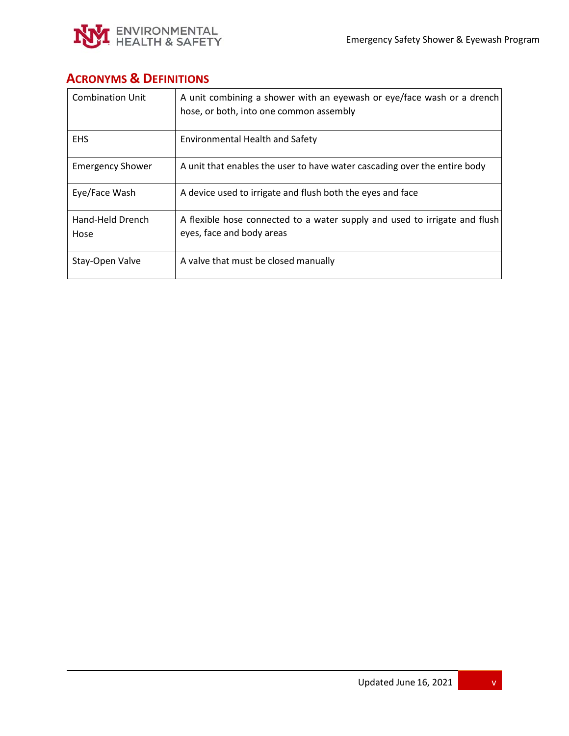## Acronyms & Definitions

| | |
|---|---|
| Combination Unit | A unit combining a shower with an eyewash or eye/face wash or a drench hose, or both, into one common assembly |
| EHS | Environmental Health and Safety |
| Emergency Shower | A unit that enables the user to have water cascading over the entire body |
| Eye/Face Wash | A device used to irrigate and flush both the eyes and face |
| Hand-Held Drench Hose | A flexible hose connected to a water supply and used to irrigate and flush eyes, face and body areas |
| Stay-Open Valve | A valve that must be closed manually |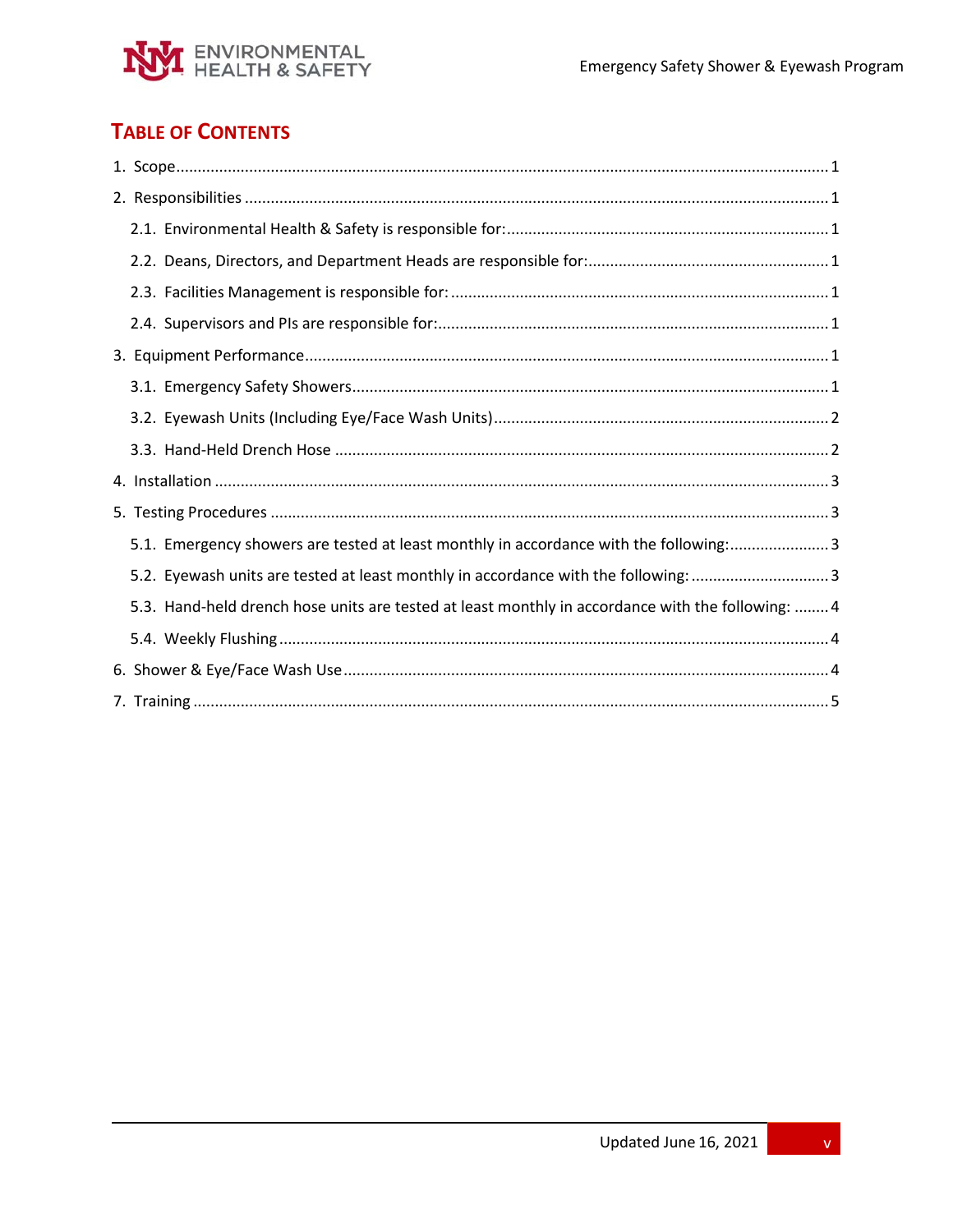## Table of Contents

1. Scope ........................................................................................................ 1
2. Responsibilities ........................................................................................ 1
   - 2.1. Environmental Health & Safety is responsible for: ........................... 1
   - 2.2. Deans, Directors, and Department Heads are responsible for: ......... 1
   - 2.3. Facilities Management is responsible for: ......................................... 1
   - 2.4. Supervisors and PIs are responsible for: ........................................... 1
3. Equipment Performance ........................................................................... 1
   - 3.1. Emergency Safety Showers ................................................................ 1
   - 3.2. Eyewash Units (Including Eye/Face Wash Units) ............................... 2
   - 3.3. Hand-Held Drench Hose ..................................................................... 2
4. Installation ................................................................................................ 3
5. Testing Procedures .................................................................................... 3
   - 5.1. Emergency showers are tested at least monthly in accordance with the following: ........ 3
   - 5.2. Eyewash units are tested at least monthly in accordance with the following: ................ 3
   - 5.3. Hand-held drench hose units are tested at least monthly in accordance with the following: ........ 4
   - 5.4. Weekly Flushing ................................................................................. 4
6. Shower & Eye/Face Wash Use .................................................................... 4
7. Training ...................................................................................................... 5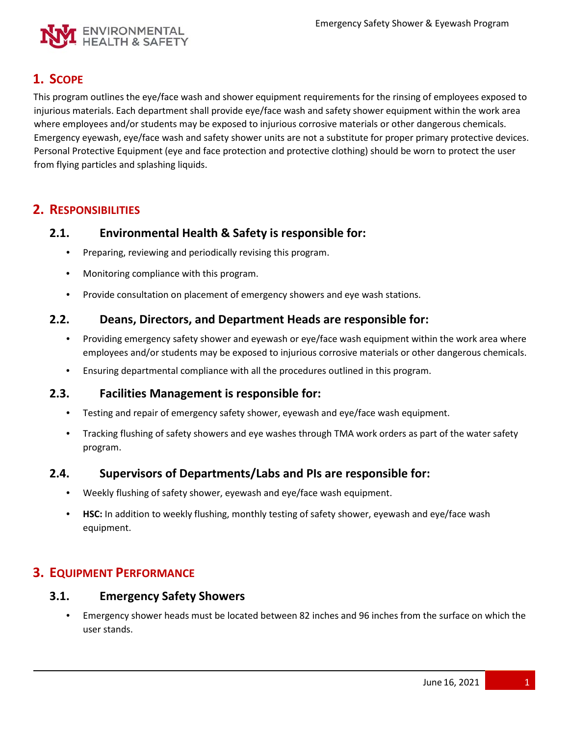## 1. Scope

This program outlines the eye/face wash and shower equipment requirements for the rinsing of employees exposed to injurious materials. Each department shall provide eye/face wash and safety shower equipment within the work area where employees and/or students may be exposed to injurious corrosive materials or other dangerous chemicals. Emergency eyewash, eye/face wash and safety shower units are not a substitute for proper primary protective devices. Personal Protective Equipment (eye and face protection and protective clothing) should be worn to protect the user from flying particles and splashing liquids.

## 2. Responsibilities

### 2.1. Environmental Health & Safety is responsible for:

- Preparing, reviewing and periodically revising this program.
- Monitoring compliance with this program.
- Provide consultation on placement of emergency showers and eye wash stations.

### 2.2. Deans, Directors, and Department Heads are responsible for:

- Providing emergency safety shower and eyewash or eye/face wash equipment within the work area where employees and/or students may be exposed to injurious corrosive materials or other dangerous chemicals.
- Ensuring departmental compliance with all the procedures outlined in this program.

### 2.3. Facilities Management is responsible for:

- Testing and repair of emergency safety shower, eyewash and eye/face wash equipment.
- Tracking flushing of safety showers and eye washes through TMA work orders as part of the water safety program.

### 2.4. Supervisors of Departments/Labs and PIs are responsible for:

- Weekly flushing of safety shower, eyewash and eye/face wash equipment.
- **HSC:** In addition to weekly flushing, monthly testing of safety shower, eyewash and eye/face wash equipment.

## 3. Equipment Performance

### 3.1. Emergency Safety Showers

- Emergency shower heads must be located between 82 inches and 96 inches from the surface on which the user stands.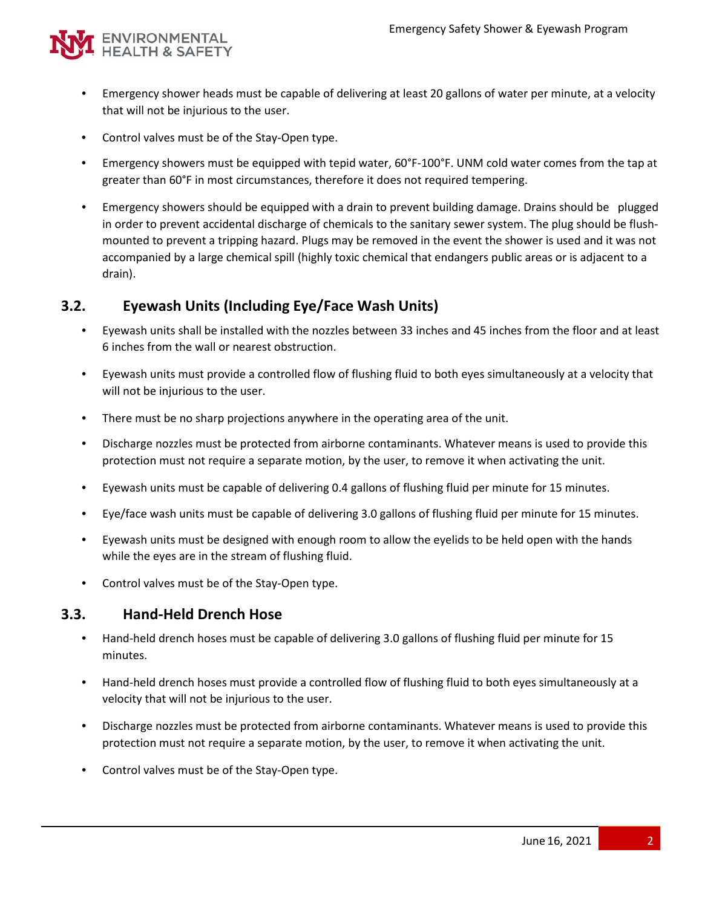- Emergency shower heads must be capable of delivering at least 20 gallons of water per minute, at a velocity that will not be injurious to the user.
- Control valves must be of the Stay-Open type.
- Emergency showers must be equipped with tepid water, 60°F-100°F. UNM cold water comes from the tap at greater than 60°F in most circumstances, therefore it does not required tempering.
- Emergency showers should be equipped with a drain to prevent building damage. Drains should be plugged in order to prevent accidental discharge of chemicals to the sanitary sewer system. The plug should be flush-mounted to prevent a tripping hazard. Plugs may be removed in the event the shower is used and it was not accompanied by a large chemical spill (highly toxic chemical that endangers public areas or is adjacent to a drain).

## 3.2. Eyewash Units (Including Eye/Face Wash Units)

- Eyewash units shall be installed with the nozzles between 33 inches and 45 inches from the floor and at least 6 inches from the wall or nearest obstruction.
- Eyewash units must provide a controlled flow of flushing fluid to both eyes simultaneously at a velocity that will not be injurious to the user.
- There must be no sharp projections anywhere in the operating area of the unit.
- Discharge nozzles must be protected from airborne contaminants. Whatever means is used to provide this protection must not require a separate motion, by the user, to remove it when activating the unit.
- Eyewash units must be capable of delivering 0.4 gallons of flushing fluid per minute for 15 minutes.
- Eye/face wash units must be capable of delivering 3.0 gallons of flushing fluid per minute for 15 minutes.
- Eyewash units must be designed with enough room to allow the eyelids to be held open with the hands while the eyes are in the stream of flushing fluid.
- Control valves must be of the Stay-Open type.

## 3.3. Hand-Held Drench Hose

- Hand-held drench hoses must be capable of delivering 3.0 gallons of flushing fluid per minute for 15 minutes.
- Hand-held drench hoses must provide a controlled flow of flushing fluid to both eyes simultaneously at a velocity that will not be injurious to the user.
- Discharge nozzles must be protected from airborne contaminants. Whatever means is used to provide this protection must not require a separate motion, by the user, to remove it when activating the unit.
- Control valves must be of the Stay-Open type.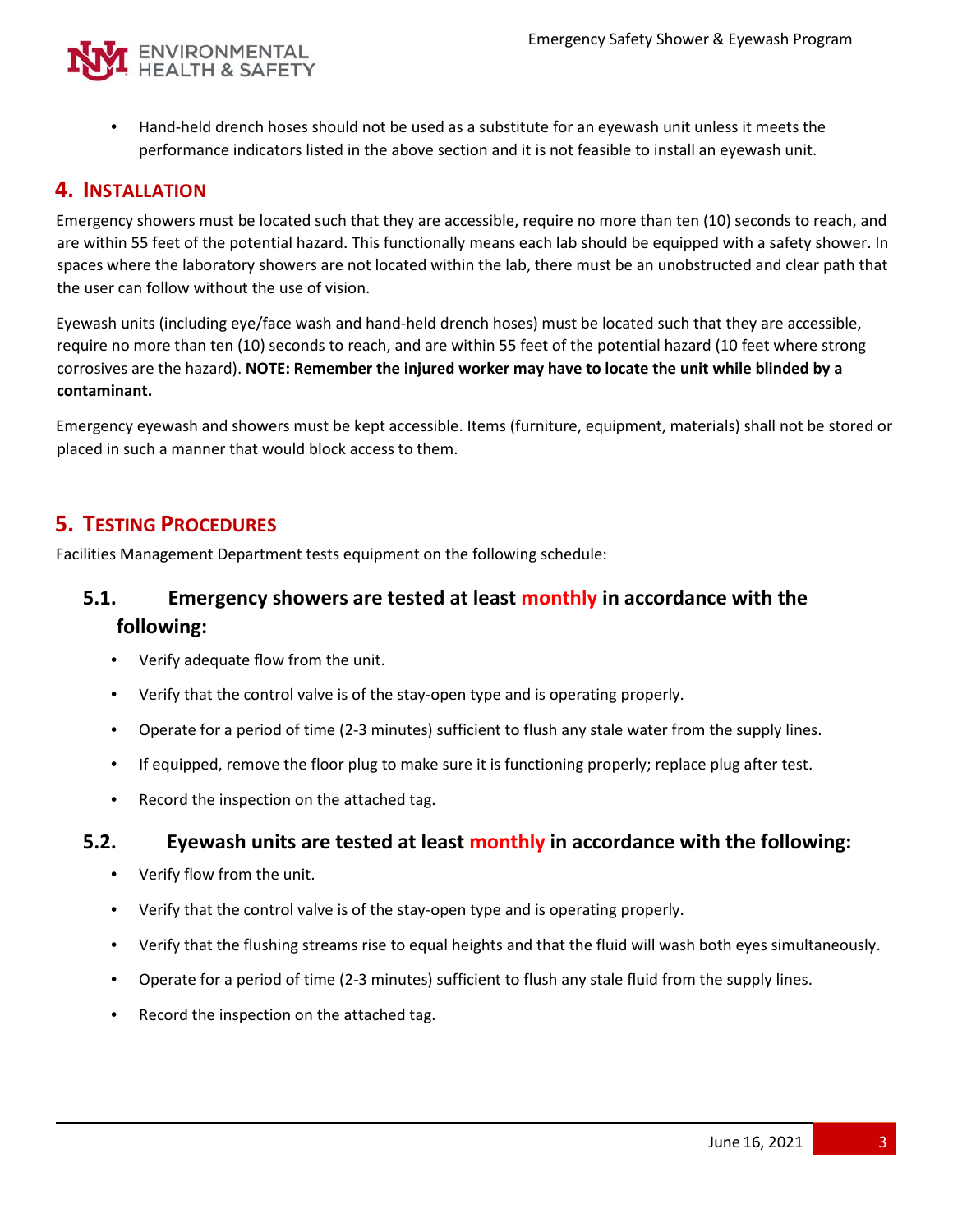- Hand-held drench hoses should not be used as a substitute for an eyewash unit unless it meets the performance indicators listed in the above section and it is not feasible to install an eyewash unit.

## 4. Installation

Emergency showers must be located such that they are accessible, require no more than ten (10) seconds to reach, and are within 55 feet of the potential hazard. This functionally means each lab should be equipped with a safety shower. In spaces where the laboratory showers are not located within the lab, there must be an unobstructed and clear path that the user can follow without the use of vision.

Eyewash units (including eye/face wash and hand-held drench hoses) must be located such that they are accessible, require no more than ten (10) seconds to reach, and are within 55 feet of the potential hazard (10 feet where strong corrosives are the hazard). **NOTE: Remember the injured worker may have to locate the unit while blinded by a contaminant.**

Emergency eyewash and showers must be kept accessible. Items (furniture, equipment, materials) shall not be stored or placed in such a manner that would block access to them.

## 5. Testing Procedures

Facilities Management Department tests equipment on the following schedule:

### 5.1. Emergency showers are tested at least monthly in accordance with the following:

- Verify adequate flow from the unit.
- Verify that the control valve is of the stay-open type and is operating properly.
- Operate for a period of time (2-3 minutes) sufficient to flush any stale water from the supply lines.
- If equipped, remove the floor plug to make sure it is functioning properly; replace plug after test.
- Record the inspection on the attached tag.

### 5.2. Eyewash units are tested at least monthly in accordance with the following:

- Verify flow from the unit.
- Verify that the control valve is of the stay-open type and is operating properly.
- Verify that the flushing streams rise to equal heights and that the fluid will wash both eyes simultaneously.
- Operate for a period of time (2-3 minutes) sufficient to flush any stale fluid from the supply lines.
- Record the inspection on the attached tag.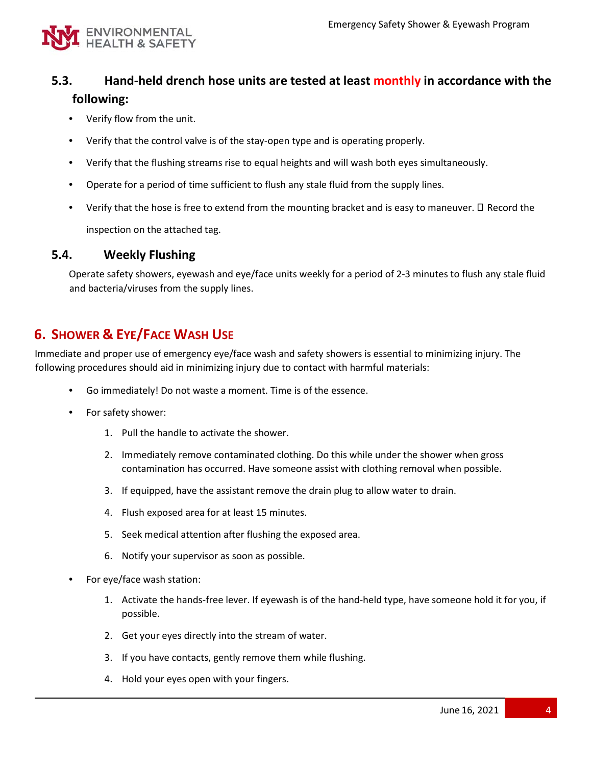### 5.3. Hand-held drench hose units are tested at least monthly in accordance with the following:

- Verify flow from the unit.
- Verify that the control valve is of the stay-open type and is operating properly.
- Verify that the flushing streams rise to equal heights and will wash both eyes simultaneously.
- Operate for a period of time sufficient to flush any stale fluid from the supply lines.
- Verify that the hose is free to extend from the mounting bracket and is easy to maneuver.  Record the inspection on the attached tag.

### 5.4. Weekly Flushing

Operate safety showers, eyewash and eye/face units weekly for a period of 2-3 minutes to flush any stale fluid and bacteria/viruses from the supply lines.

## 6. Shower & Eye/Face Wash Use

Immediate and proper use of emergency eye/face wash and safety showers is essential to minimizing injury. The following procedures should aid in minimizing injury due to contact with harmful materials:

- Go immediately! Do not waste a moment. Time is of the essence.
- For safety shower:
  1. Pull the handle to activate the shower.
  2. Immediately remove contaminated clothing. Do this while under the shower when gross contamination has occurred. Have someone assist with clothing removal when possible.
  3. If equipped, have the assistant remove the drain plug to allow water to drain.
  4. Flush exposed area for at least 15 minutes.
  5. Seek medical attention after flushing the exposed area.
  6. Notify your supervisor as soon as possible.
- For eye/face wash station:
  1. Activate the hands-free lever. If eyewash is of the hand-held type, have someone hold it for you, if possible.
  2. Get your eyes directly into the stream of water.
  3. If you have contacts, gently remove them while flushing.
  4. Hold your eyes open with your fingers.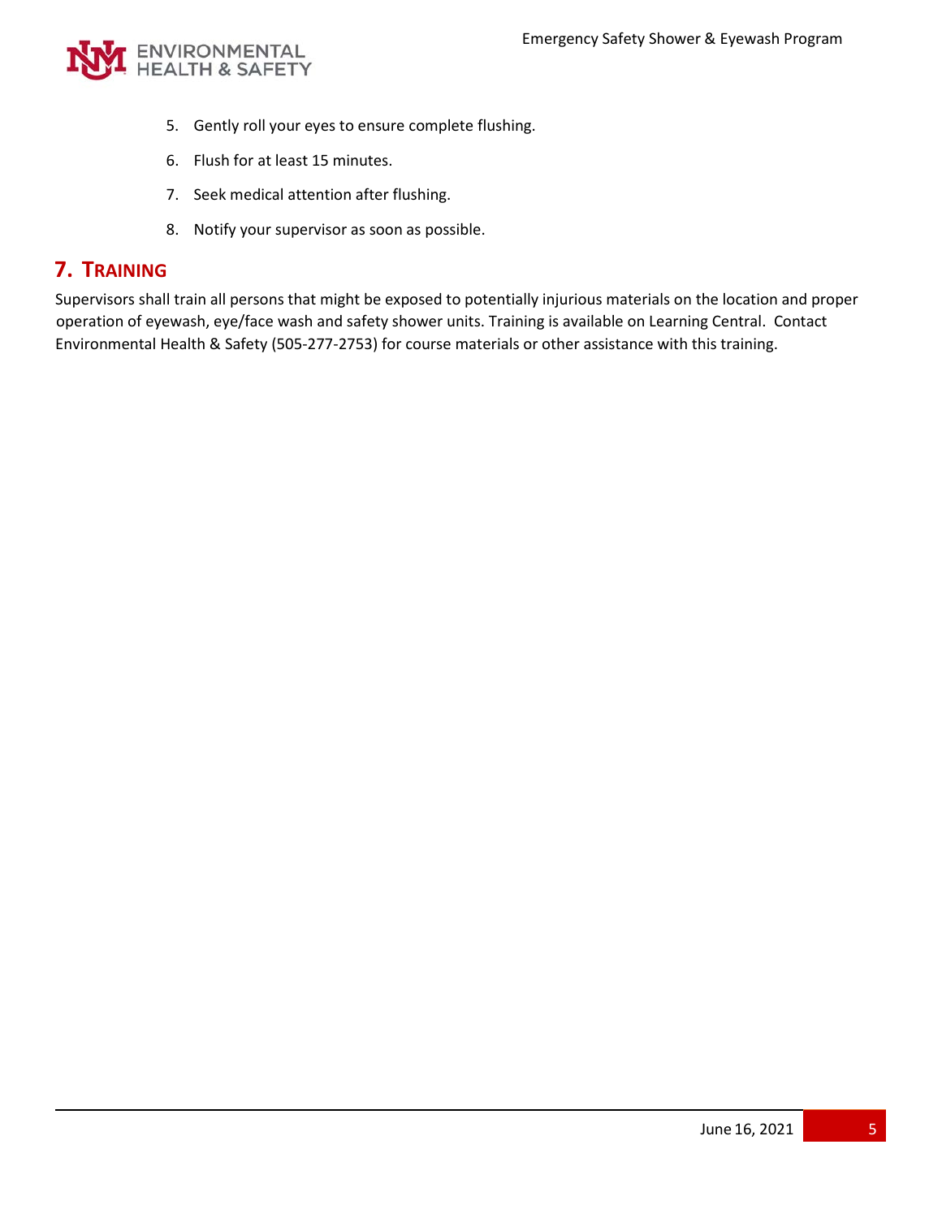5. Gently roll your eyes to ensure complete flushing.
6. Flush for at least 15 minutes.
7. Seek medical attention after flushing.
8. Notify your supervisor as soon as possible.

## 7. Training

Supervisors shall train all persons that might be exposed to potentially injurious materials on the location and proper operation of eyewash, eye/face wash and safety shower units. Training is available on Learning Central. Contact Environmental Health & Safety (505-277-2753) for course materials or other assistance with this training.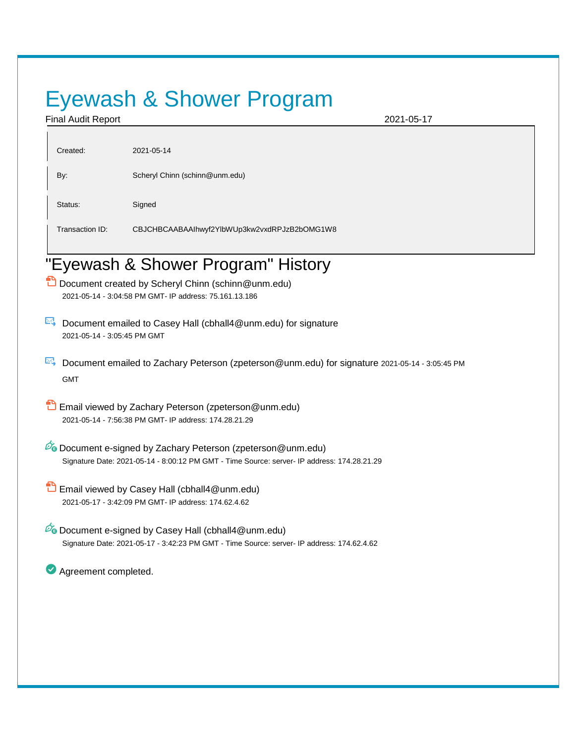# Eyewash & Shower Program

Final Audit Report 2021-05-17

| | |
|---|---|
| Created: | 2021-05-14 |
| By: | Scheryl Chinn (schinn@unm.edu) |
| Status: | Signed |
| Transaction ID: | CBJCHBCAABAAIhwyf2YlbWUp3kw2vxdRPJzB2bOMG1W8 |

## "Eyewash & Shower Program" History

- Document created by Scheryl Chinn (schinn@unm.edu)
  2021-05-14 - 3:04:58 PM GMT- IP address: 75.161.13.186

- Document emailed to Casey Hall (cbhall4@unm.edu) for signature
  2021-05-14 - 3:05:45 PM GMT

- Document emailed to Zachary Peterson (zpeterson@unm.edu) for signature 2021-05-14 - 3:05:45 PM GMT

- Email viewed by Zachary Peterson (zpeterson@unm.edu)
  2021-05-14 - 7:56:38 PM GMT- IP address: 174.28.21.29

- Document e-signed by Zachary Peterson (zpeterson@unm.edu)
  Signature Date: 2021-05-14 - 8:00:12 PM GMT - Time Source: server- IP address: 174.28.21.29

- Email viewed by Casey Hall (cbhall4@unm.edu)
  2021-05-17 - 3:42:09 PM GMT- IP address: 174.62.4.62

- Document e-signed by Casey Hall (cbhall4@unm.edu)
  Signature Date: 2021-05-17 - 3:42:23 PM GMT - Time Source: server- IP address: 174.62.4.62

- Agreement completed.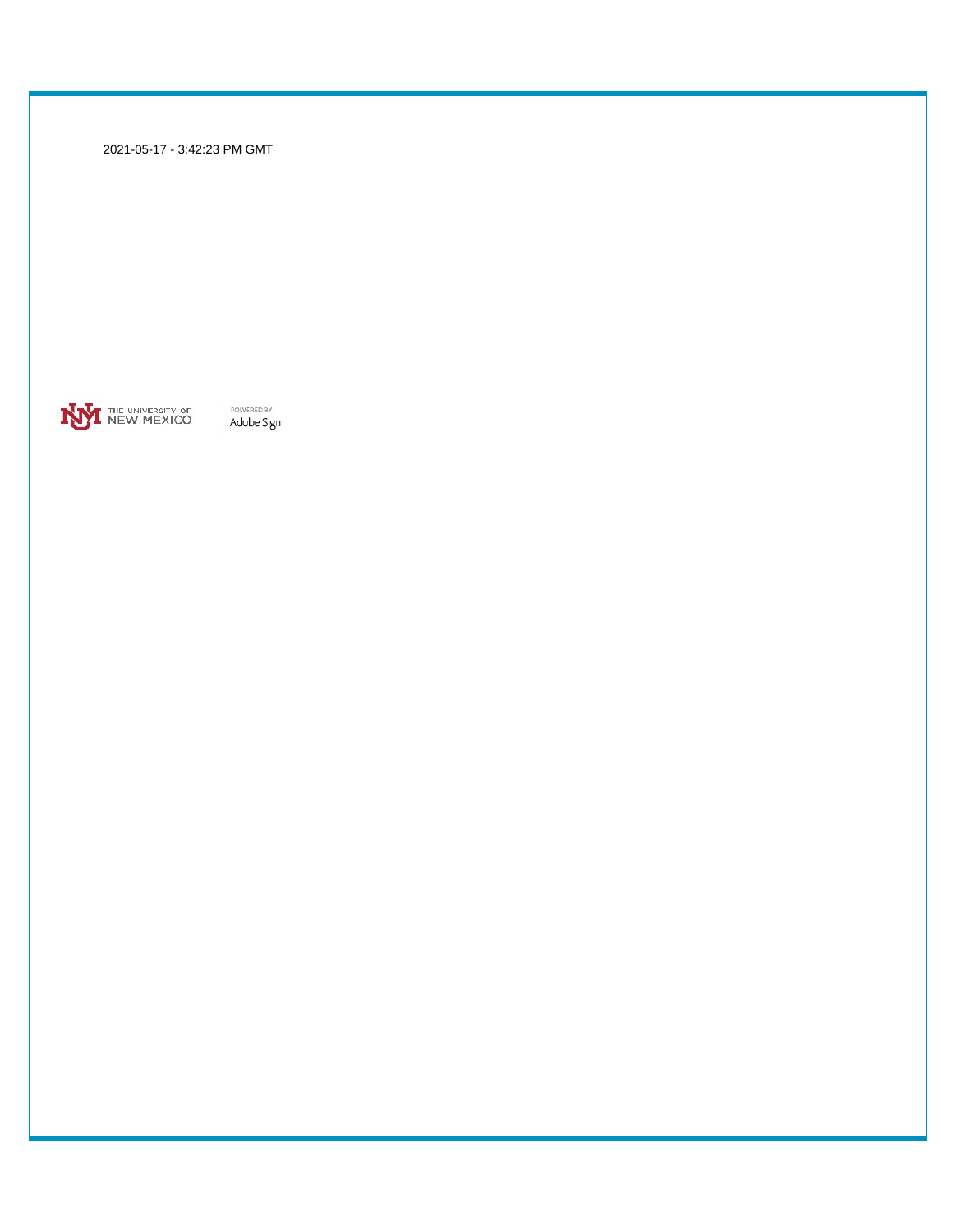2021-05-17 - 3:42:23 PM GMT

THE UNIVERSITY OF NEW MEXICO

POWERED BY Adobe Sign